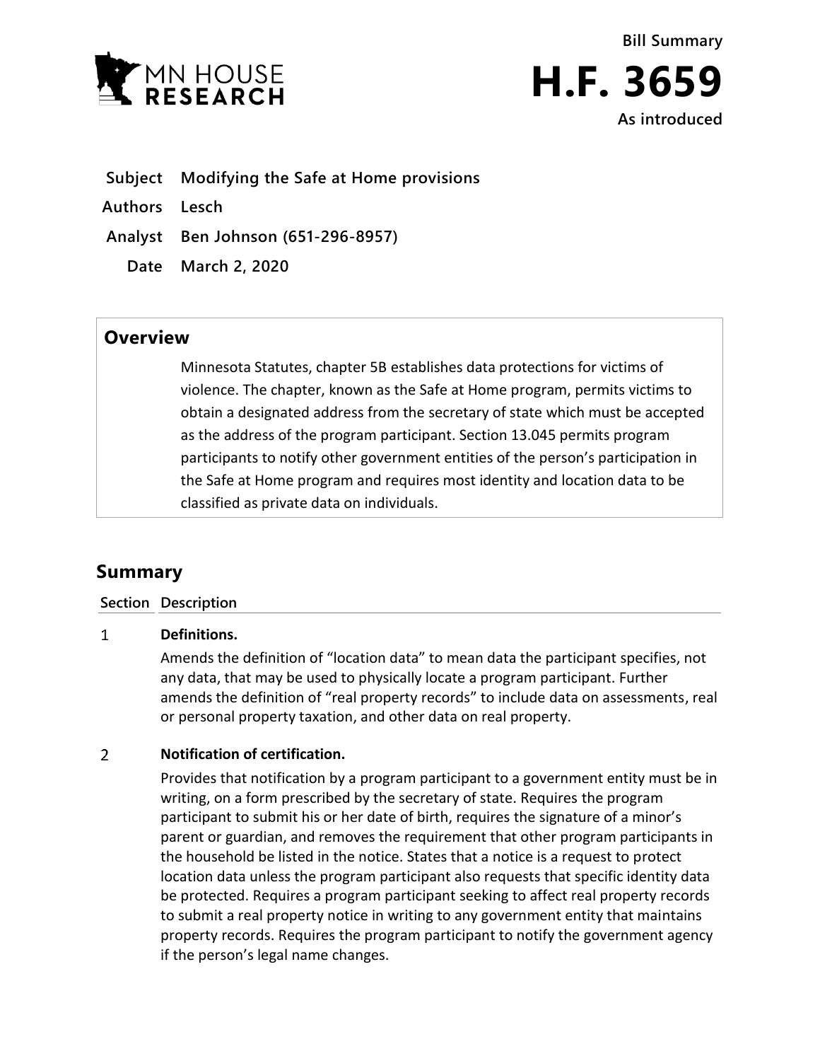MN HOUSE RESEARCH

Bill Summary

# H.F. 3659

As introduced

**Subject** Modifying the Safe at Home provisions

**Authors** Lesch

**Analyst** Ben Johnson (651-296-8957)

**Date** March 2, 2020

## Overview

Minnesota Statutes, chapter 5B establishes data protections for victims of violence. The chapter, known as the Safe at Home program, permits victims to obtain a designated address from the secretary of state which must be accepted as the address of the program participant. Section 13.045 permits program participants to notify other government entities of the person's participation in the Safe at Home program and requires most identity and location data to be classified as private data on individuals.

## Summary

| Section | Description |
|---|---|
| 1 | **Definitions.** Amends the definition of "location data" to mean data the participant specifies, not any data, that may be used to physically locate a program participant. Further amends the definition of "real property records" to include data on assessments, real or personal property taxation, and other data on real property. |
| 2 | **Notification of certification.** Provides that notification by a program participant to a government entity must be in writing, on a form prescribed by the secretary of state. Requires the program participant to submit his or her date of birth, requires the signature of a minor's parent or guardian, and removes the requirement that other program participants in the household be listed in the notice. States that a notice is a request to protect location data unless the program participant also requests that specific identity data be protected. Requires a program participant seeking to affect real property records to submit a real property notice in writing to any government entity that maintains property records. Requires the program participant to notify the government agency if the person's legal name changes. |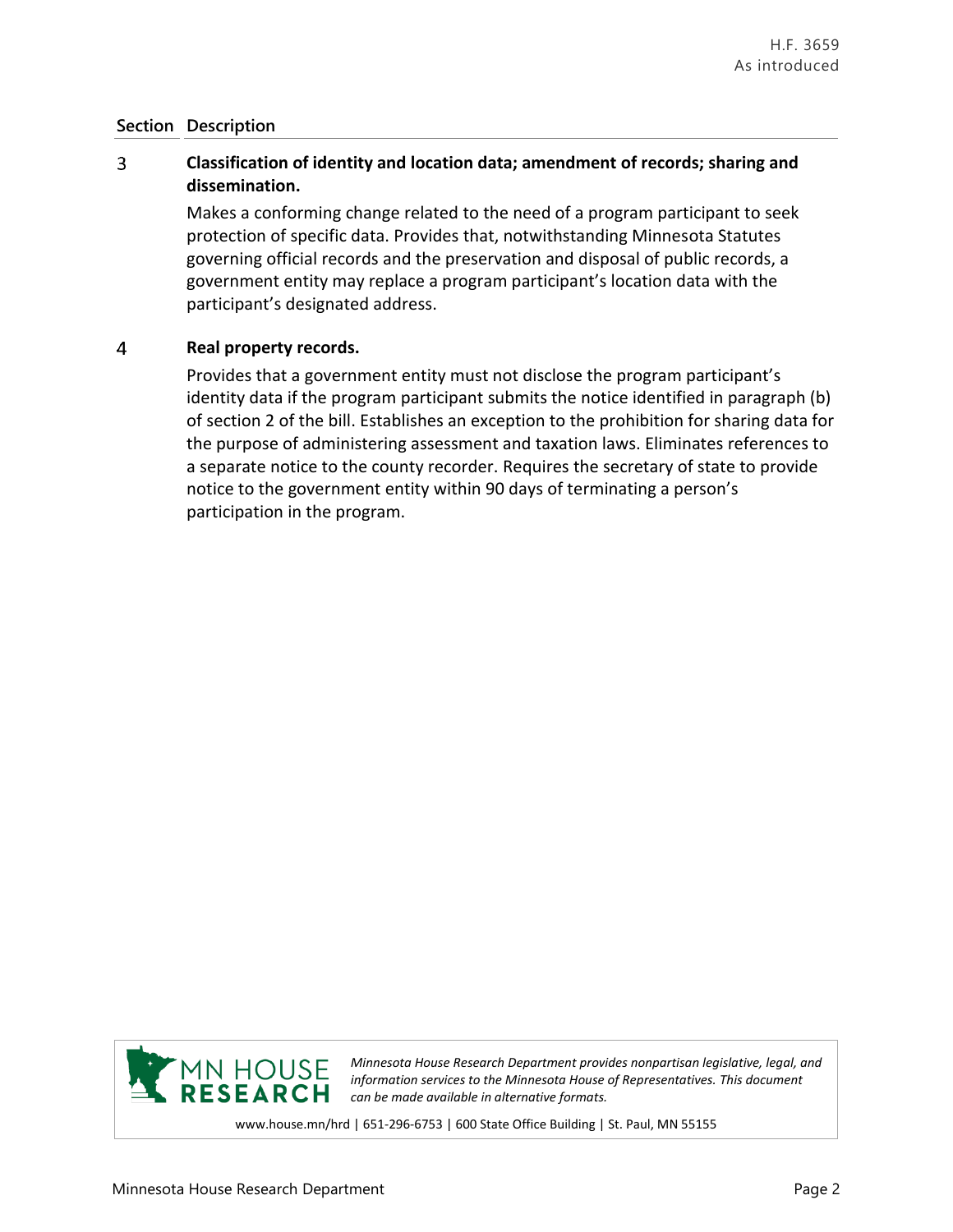| Section | Description |
|---|---|
| 3 | **Classification of identity and location data; amendment of records; sharing and dissemination.**<br><br>Makes a conforming change related to the need of a program participant to seek protection of specific data. Provides that, notwithstanding Minnesota Statutes governing official records and the preservation and disposal of public records, a government entity may replace a program participant's location data with the participant's designated address. |
| 4 | **Real property records.**<br><br>Provides that a government entity must not disclose the program participant's identity data if the program participant submits the notice identified in paragraph (b) of section 2 of the bill. Establishes an exception to the prohibition for sharing data for the purpose of administering assessment and taxation laws. Eliminates references to a separate notice to the county recorder. Requires the secretary of state to provide notice to the government entity within 90 days of terminating a person's participation in the program. |

MN HOUSE RESEARCH

*Minnesota House Research Department provides nonpartisan legislative, legal, and information services to the Minnesota House of Representatives. This document can be made available in alternative formats.*

www.house.mn/hrd | 651-296-6753 | 600 State Office Building | St. Paul, MN 55155